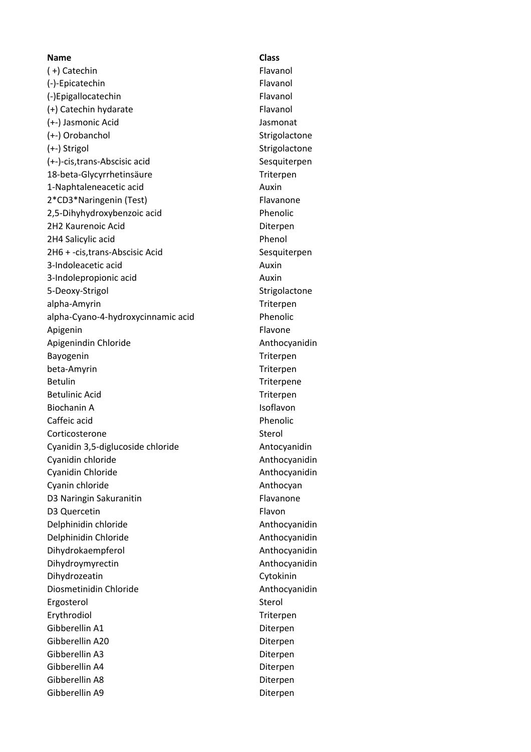| Name | Class |
|---|---|
| ( +) Catechin | Flavanol |
| (-)-Epicatechin | Flavanol |
| (-)Epigallocatechin | Flavanol |
| (+) Catechin hydarate | Flavanol |
| (+-) Jasmonic Acid | Jasmonat |
| (+-) Orobanchol | Strigolactone |
| (+-) Strigol | Strigolactone |
| (+-)-cis,trans-Abscisic acid | Sesquiterpen |
| 18-beta-Glycyrrhetinsäure | Triterpen |
| 1-Naphtaleneacetic acid | Auxin |
| 2*CD3*Naringenin (Test) | Flavanone |
| 2,5-Dihyhydroxybenzoic acid | Phenolic |
| 2H2 Kaurenoic Acid | Diterpen |
| 2H4 Salicylic acid | Phenol |
| 2H6 + -cis,trans-Abscisic Acid | Sesquiterpen |
| 3-Indoleacetic acid | Auxin |
| 3-Indolepropionic acid | Auxin |
| 5-Deoxy-Strigol | Strigolactone |
| alpha-Amyrin | Triterpen |
| alpha-Cyano-4-hydroxycinnamic acid | Phenolic |
| Apigenin | Flavone |
| Apigenindin Chloride | Anthocyanidin |
| Bayogenin | Triterpen |
| beta-Amyrin | Triterpen |
| Betulin | Triterpene |
| Betulinic Acid | Triterpen |
| Biochanin A | Isoflavon |
| Caffeic acid | Phenolic |
| Corticosterone | Sterol |
| Cyanidin 3,5-diglucoside chloride | Antocyanidin |
| Cyanidin chloride | Anthocyanidin |
| Cyanidin Chloride | Anthocyanidin |
| Cyanin chloride | Anthocyan |
| D3 Naringin Sakuranitin | Flavanone |
| D3 Quercetin | Flavon |
| Delphinidin chloride | Anthocyanidin |
| Delphinidin Chloride | Anthocyanidin |
| Dihydrokaempferol | Anthocyanidin |
| Dihydroymyrectin | Anthocyanidin |
| Dihydrozeatin | Cytokinin |
| Diosmetinidin Chloride | Anthocyanidin |
| Ergosterol | Sterol |
| Erythrodiol | Triterpen |
| Gibberellin A1 | Diterpen |
| Gibberellin A20 | Diterpen |
| Gibberellin A3 | Diterpen |
| Gibberellin A4 | Diterpen |
| Gibberellin A8 | Diterpen |
| Gibberellin A9 | Diterpen |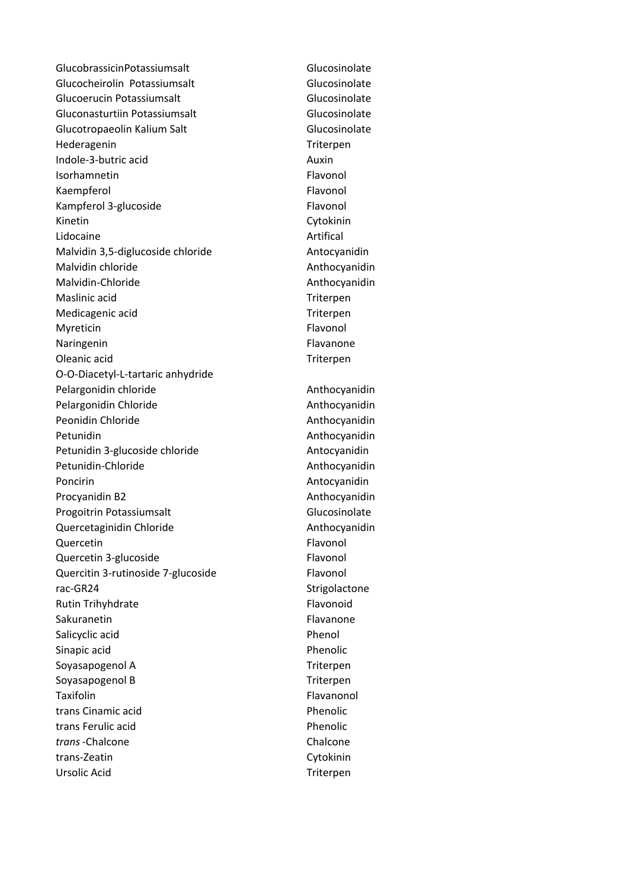| | |
|---|---|
| GlucobrassicinPotassiumsalt | Glucosinolate |
| Glucocheirolin  Potassiumsalt | Glucosinolate |
| Glucoerucin Potassiumsalt | Glucosinolate |
| Gluconasturtiin Potassiumsalt | Glucosinolate |
| Glucotropaeolin Kalium Salt | Glucosinolate |
| Hederagenin | Triterpen |
| Indole-3-butric acid | Auxin |
| Isorhamnetin | Flavonol |
| Kaempferol | Flavonol |
| Kampferol 3-glucoside | Flavonol |
| Kinetin | Cytokinin |
| Lidocaine | Artifical |
| Malvidin 3,5-diglucoside chloride | Antocyanidin |
| Malvidin chloride | Anthocyanidin |
| Malvidin-Chloride | Anthocyanidin |
| Maslinic acid | Triterpen |
| Medicagenic acid | Triterpen |
| Myreticin | Flavonol |
| Naringenin | Flavanone |
| Oleanic acid | Triterpen |
| O-O-Diacetyl-L-tartaric anhydride | |
| Pelargonidin chloride | Anthocyanidin |
| Pelargonidin Chloride | Anthocyanidin |
| Peonidin Chloride | Anthocyanidin |
| Petunidin | Anthocyanidin |
| Petunidin 3-glucoside chloride | Antocyanidin |
| Petunidin-Chloride | Anthocyanidin |
| Poncirin | Antocyanidin |
| Procyanidin B2 | Anthocyanidin |
| Progoitrin Potassiumsalt | Glucosinolate |
| Quercetaginidin Chloride | Anthocyanidin |
| Quercetin | Flavonol |
| Quercetin 3-glucoside | Flavonol |
| Quercitin 3-rutinoside 7-glucoside | Flavonol |
| rac-GR24 | Strigolactone |
| Rutin Trihyhdrate | Flavonoid |
| Sakuranetin | Flavanone |
| Salicyclic acid | Phenol |
| Sinapic acid | Phenolic |
| Soyasapogenol A | Triterpen |
| Soyasapogenol B | Triterpen |
| Taxifolin | Flavanonol |
| trans Cinamic acid | Phenolic |
| trans Ferulic acid | Phenolic |
| *trans*-Chalcone | Chalcone |
| trans-Zeatin | Cytokinin |
| Ursolic Acid | Triterpen |